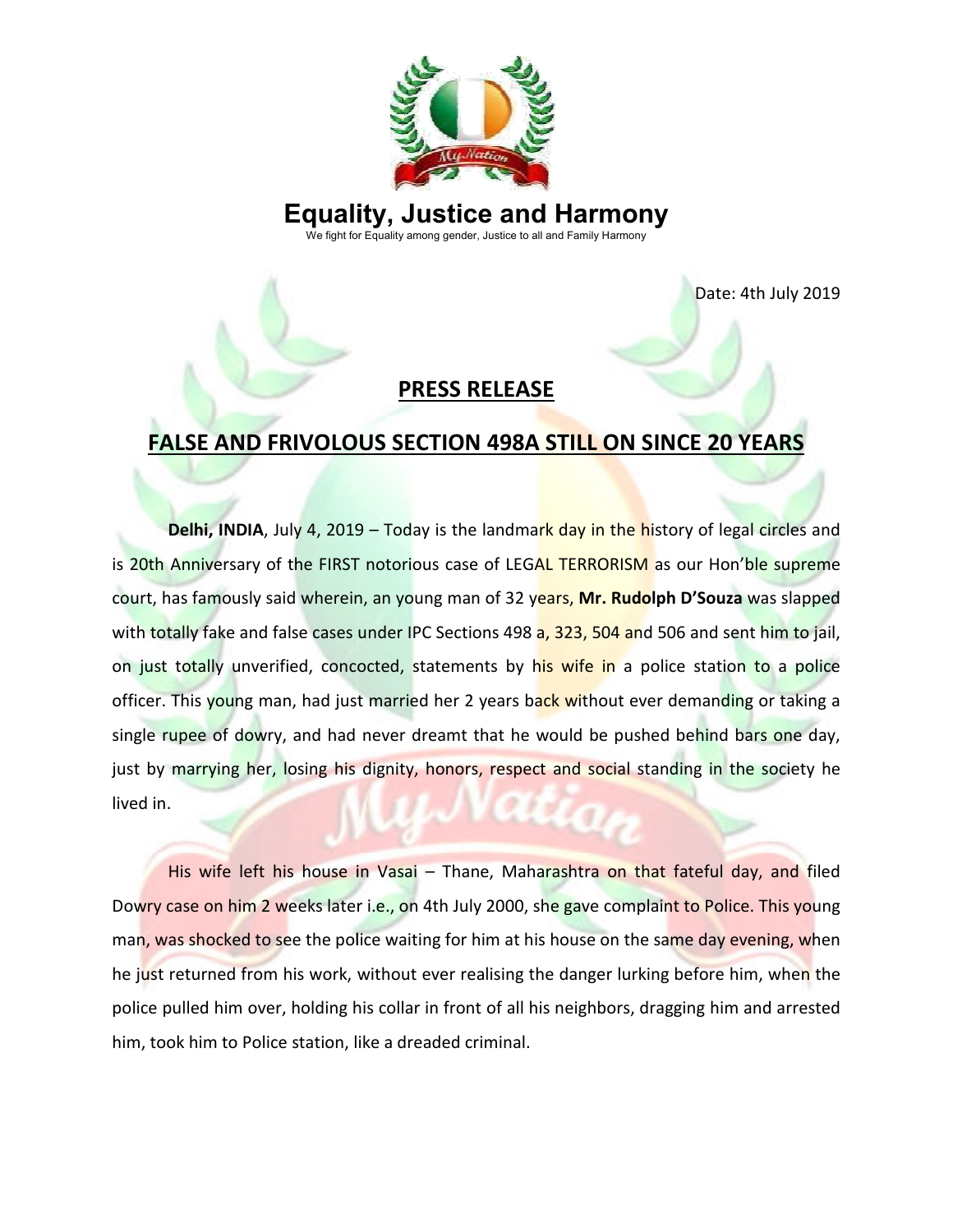# Equality, Justice and Harmony

We fight for Equality among gender, Justice to all and Family Harmony

Date: 4th July 2019

## PRESS RELEASE

## FALSE AND FRIVOLOUS SECTION 498A STILL ON SINCE 20 YEARS

**Delhi, INDIA**, July 4, 2019 – Today is the landmark day in the history of legal circles and is 20th Anniversary of the FIRST notorious case of LEGAL TERRORISM as our Hon'ble supreme court, has famously said wherein, an young man of 32 years, **Mr. Rudolph D'Souza** was slapped with totally fake and false cases under IPC Sections 498 a, 323, 504 and 506 and sent him to jail, on just totally unverified, concocted, statements by his wife in a police station to a police officer. This young man, had just married her 2 years back without ever demanding or taking a single rupee of dowry, and had never dreamt that he would be pushed behind bars one day, just by marrying her, losing his dignity, honors, respect and social standing in the society he lived in.

His wife left his house in Vasai – Thane, Maharashtra on that fateful day, and filed Dowry case on him 2 weeks later i.e., on 4th July 2000, she gave complaint to Police. This young man, was shocked to see the police waiting for him at his house on the same day evening, when he just returned from his work, without ever realising the danger lurking before him, when the police pulled him over, holding his collar in front of all his neighbors, dragging him and arrested him, took him to Police station, like a dreaded criminal.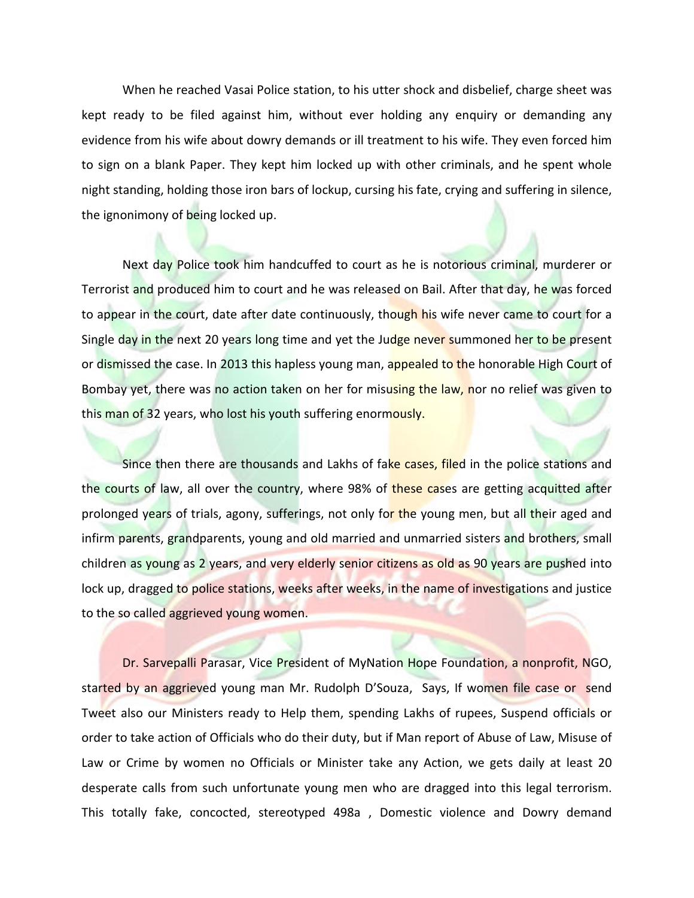When he reached Vasai Police station, to his utter shock and disbelief, charge sheet was kept ready to be filed against him, without ever holding any enquiry or demanding any evidence from his wife about dowry demands or ill treatment to his wife. They even forced him to sign on a blank Paper. They kept him locked up with other criminals, and he spent whole night standing, holding those iron bars of lockup, cursing his fate, crying and suffering in silence, the ignonimony of being locked up.

Next day Police took him handcuffed to court as he is notorious criminal, murderer or Terrorist and produced him to court and he was released on Bail. After that day, he was forced to appear in the court, date after date continuously, though his wife never came to court for a Single day in the next 20 years long time and yet the Judge never summoned her to be present or dismissed the case. In 2013 this hapless young man, appealed to the honorable High Court of Bombay yet, there was no action taken on her for misusing the law, nor no relief was given to this man of 32 years, who lost his youth suffering enormously.

Since then there are thousands and Lakhs of fake cases, filed in the police stations and the courts of law, all over the country, where 98% of these cases are getting acquitted after prolonged years of trials, agony, sufferings, not only for the young men, but all their aged and infirm parents, grandparents, young and old married and unmarried sisters and brothers, small children as young as 2 years, and very elderly senior citizens as old as 90 years are pushed into lock up, dragged to police stations, weeks after weeks, in the name of investigations and justice to the so called aggrieved young women.

Dr. Sarvepalli Parasar, Vice President of MyNation Hope Foundation, a nonprofit, NGO, started by an aggrieved young man Mr. Rudolph D'Souza, Says, If women file case or send Tweet also our Ministers ready to Help them, spending Lakhs of rupees, Suspend officials or order to take action of Officials who do their duty, but if Man report of Abuse of Law, Misuse of Law or Crime by women no Officials or Minister take any Action, we gets daily at least 20 desperate calls from such unfortunate young men who are dragged into this legal terrorism. This totally fake, concocted, stereotyped 498a , Domestic violence and Dowry demand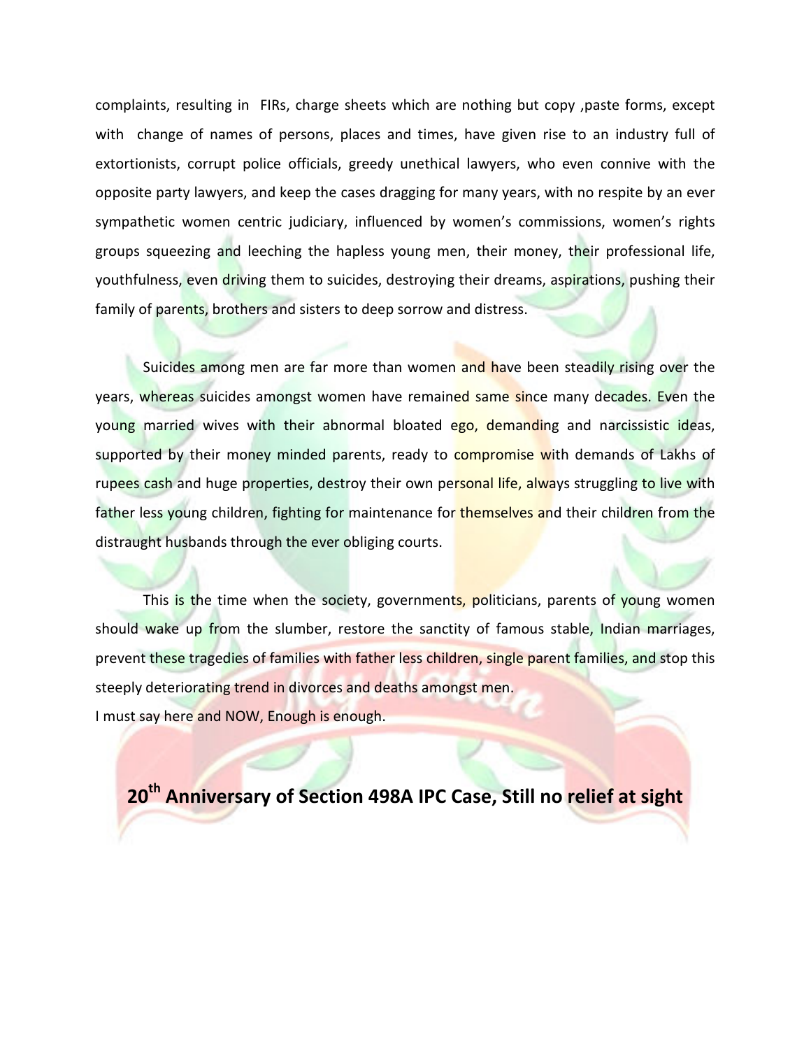complaints, resulting in FIRs, charge sheets which are nothing but copy ,paste forms, except with change of names of persons, places and times, have given rise to an industry full of extortionists, corrupt police officials, greedy unethical lawyers, who even connive with the opposite party lawyers, and keep the cases dragging for many years, with no respite by an ever sympathetic women centric judiciary, influenced by women's commissions, women's rights groups squeezing and leeching the hapless young men, their money, their professional life, youthfulness, even driving them to suicides, destroying their dreams, aspirations, pushing their family of parents, brothers and sisters to deep sorrow and distress.

Suicides among men are far more than women and have been steadily rising over the years, whereas suicides amongst women have remained same since many decades. Even the young married wives with their abnormal bloated ego, demanding and narcissistic ideas, supported by their money minded parents, ready to compromise with demands of Lakhs of rupees cash and huge properties, destroy their own personal life, always struggling to live with father less young children, fighting for maintenance for themselves and their children from the distraught husbands through the ever obliging courts.

This is the time when the society, governments, politicians, parents of young women should wake up from the slumber, restore the sanctity of famous stable, Indian marriages, prevent these tragedies of families with father less children, single parent families, and stop this steeply deteriorating trend in divorces and deaths amongst men.
I must say here and NOW, Enough is enough.

## 20th Anniversary of Section 498A IPC Case, Still no relief at sight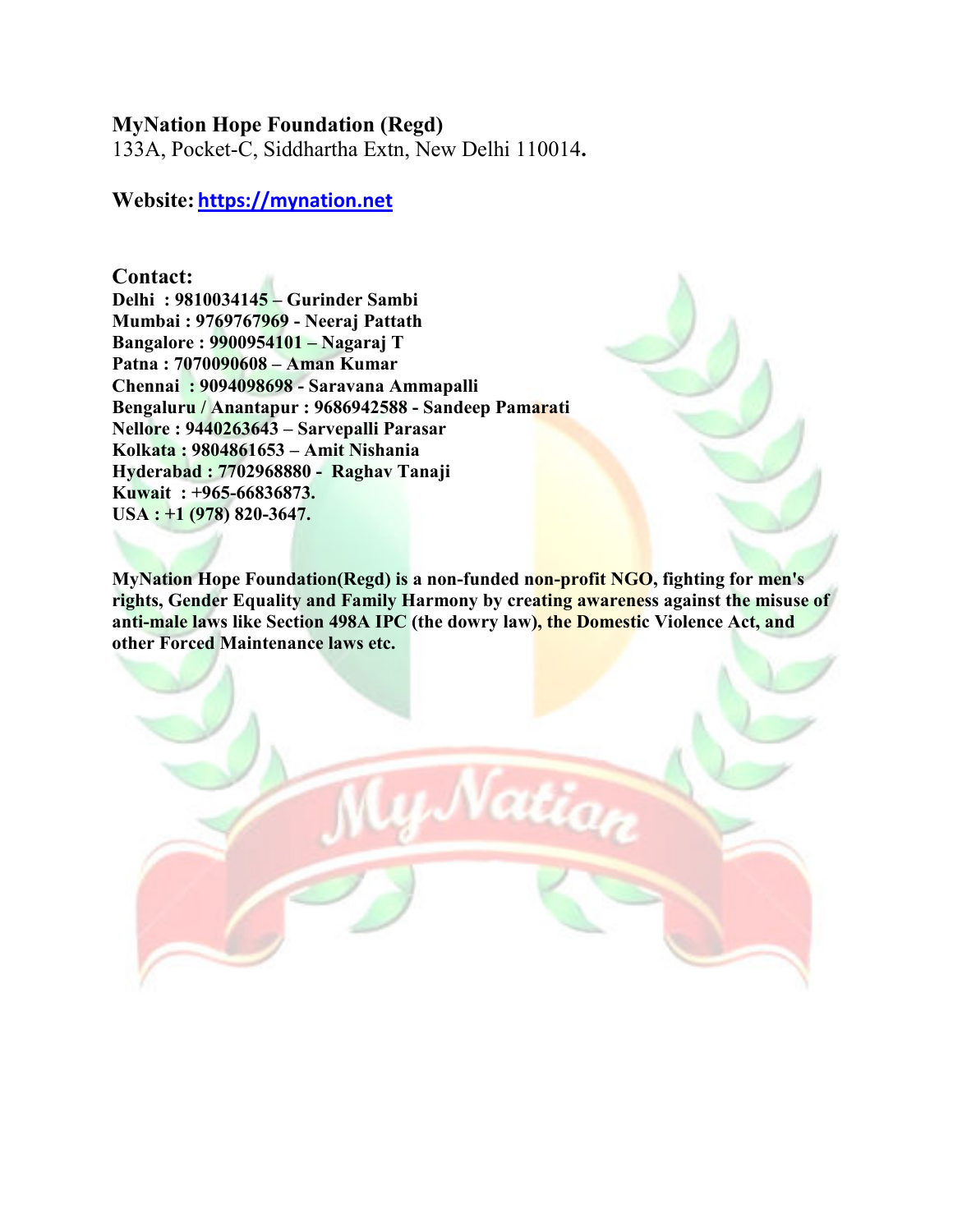**MyNation Hope Foundation (Regd)**
133A, Pocket-C, Siddhartha Extn, New Delhi 110014**.**

**Website: [https://mynation.net](https://mynation.net)**

**Contact:**

**Delhi : 9810034145 – Gurinder Sambi**
**Mumbai : 9769767969 - Neeraj Pattath**
**Bangalore : 9900954101 – Nagaraj T**
**Patna : 7070090608 – Aman Kumar**
**Chennai : 9094098698 - Saravana Ammapalli**
**Bengaluru / Anantapur : 9686942588 - Sandeep Pamarati**
**Nellore : 9440263643 – Sarvepalli Parasar**
**Kolkata : 9804861653 – Amit Nishania**
**Hyderabad : 7702968880 - Raghav Tanaji**
**Kuwait : +965-66836873.**
**USA : +1 (978) 820-3647.**

**MyNation Hope Foundation(Regd) is a non-funded non-profit NGO, fighting for men's rights, Gender Equality and Family Harmony by creating awareness against the misuse of anti-male laws like Section 498A IPC (the dowry law), the Domestic Violence Act, and other Forced Maintenance laws etc.**